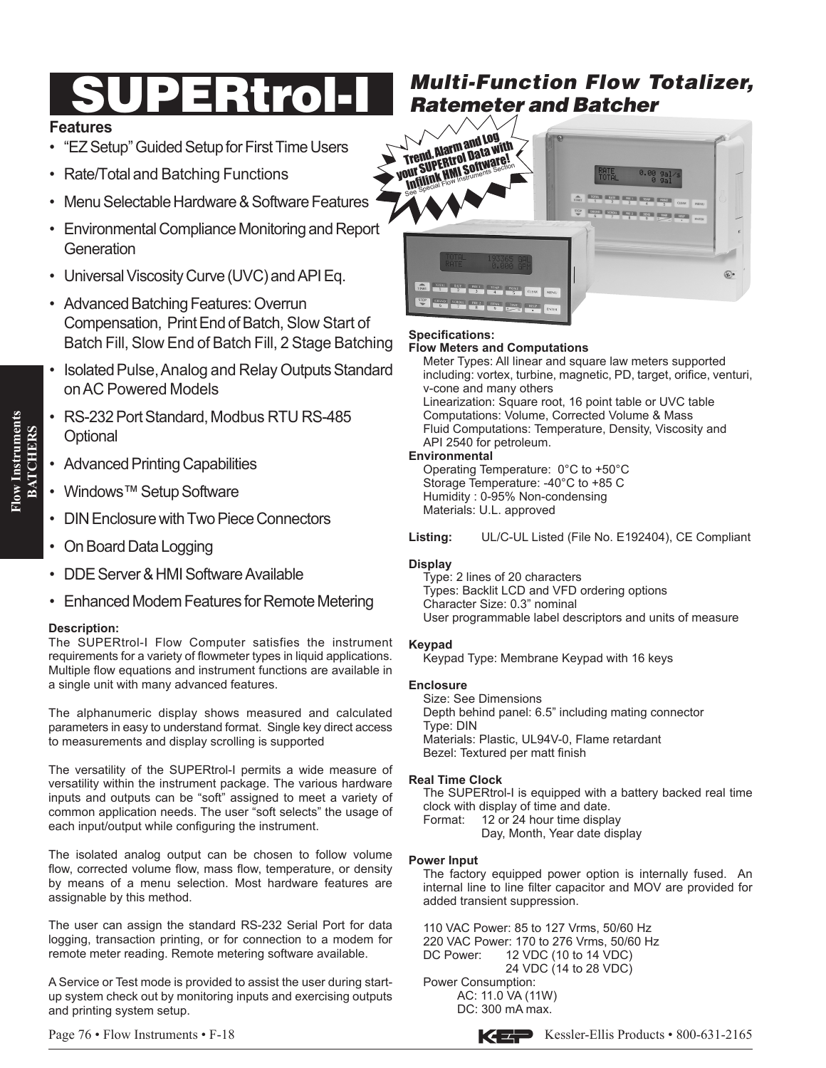# SUPERtrol-I

## *Multi-Function Flow Totalizer, Ratemeter and Batcher*

### Features

- "EZ Setup" Guided Setup for First Time Users
- Rate/Total and Batching Functions
- Menu Selectable Hardware & Software Features
- Environmental Compliance Monitoring and Report Generation
- Universal Viscosity Curve (UVC) and API Eq.
- Advanced Batching Features: Overrun Compensation, Print End of Batch, Slow Start of Batch Fill, Slow End of Batch Fill, 2 Stage Batching
- Isolated Pulse, Analog and Relay Outputs Standard on AC Powered Models
- RS-232 Port Standard, Modbus RTU RS-485 Optional
- Advanced Printing Capabilities
- Windows™ Setup Software
- DIN Enclosure with Two Piece Connectors
- On Board Data Logging
- DDE Server & HMI Software Available
- Enhanced Modem Features for Remote Metering

Trend, Alarm and Log your SUPERtrol Data with Infilink HMI Software! See Special Flow Instruments Section

### Description:

The SUPERtrol-I Flow Computer satisfies the instrument requirements for a variety of flowmeter types in liquid applications. Multiple flow equations and instrument functions are available in a single unit with many advanced features.

The alphanumeric display shows measured and calculated parameters in easy to understand format. Single key direct access to measurements and display scrolling is supported

The versatility of the SUPERtrol-I permits a wide measure of versatility within the instrument package. The various hardware inputs and outputs can be "soft" assigned to meet a variety of common application needs. The user "soft selects" the usage of each input/output while configuring the instrument.

The isolated analog output can be chosen to follow volume flow, corrected volume flow, mass flow, temperature, or density by means of a menu selection. Most hardware features are assignable by this method.

The user can assign the standard RS-232 Serial Port for data logging, transaction printing, or for connection to a modem for remote meter reading. Remote metering software available.

A Service or Test mode is provided to assist the user during start-up system check out by monitoring inputs and exercising outputs and printing system setup.

### Specifications:

**Flow Meters and Computations**

Meter Types: All linear and square law meters supported including: vortex, turbine, magnetic, PD, target, orifice, venturi, v-cone and many others
Linearization: Square root, 16 point table or UVC table
Computations: Volume, Corrected Volume & Mass
Fluid Computations: Temperature, Density, Viscosity and API 2540 for petroleum.

**Environmental**

Operating Temperature: 0°C to +50°C
Storage Temperature: -40°C to +85 C
Humidity : 0-95% Non-condensing
Materials: U.L. approved

**Listing:** UL/C-UL Listed (File No. E192404), CE Compliant

**Display**

Type: 2 lines of 20 characters
Types: Backlit LCD and VFD ordering options
Character Size: 0.3" nominal
User programmable label descriptors and units of measure

**Keypad**

Keypad Type: Membrane Keypad with 16 keys

**Enclosure**

Size: See Dimensions
Depth behind panel: 6.5" including mating connector
Type: DIN
Materials: Plastic, UL94V-0, Flame retardant
Bezel: Textured per matt finish

**Real Time Clock**

The SUPERtrol-I is equipped with a battery backed real time clock with display of time and date.
Format: 12 or 24 hour time display
Day, Month, Year date display

**Power Input**

The factory equipped power option is internally fused. An internal line to line filter capacitor and MOV are provided for added transient suppression.

110 VAC Power: 85 to 127 Vrms, 50/60 Hz
220 VAC Power: 170 to 276 Vrms, 50/60 Hz
DC Power: 12 VDC (10 to 14 VDC)
24 VDC (14 to 28 VDC)
Power Consumption:
AC: 11.0 VA (11W)
DC: 300 mA max.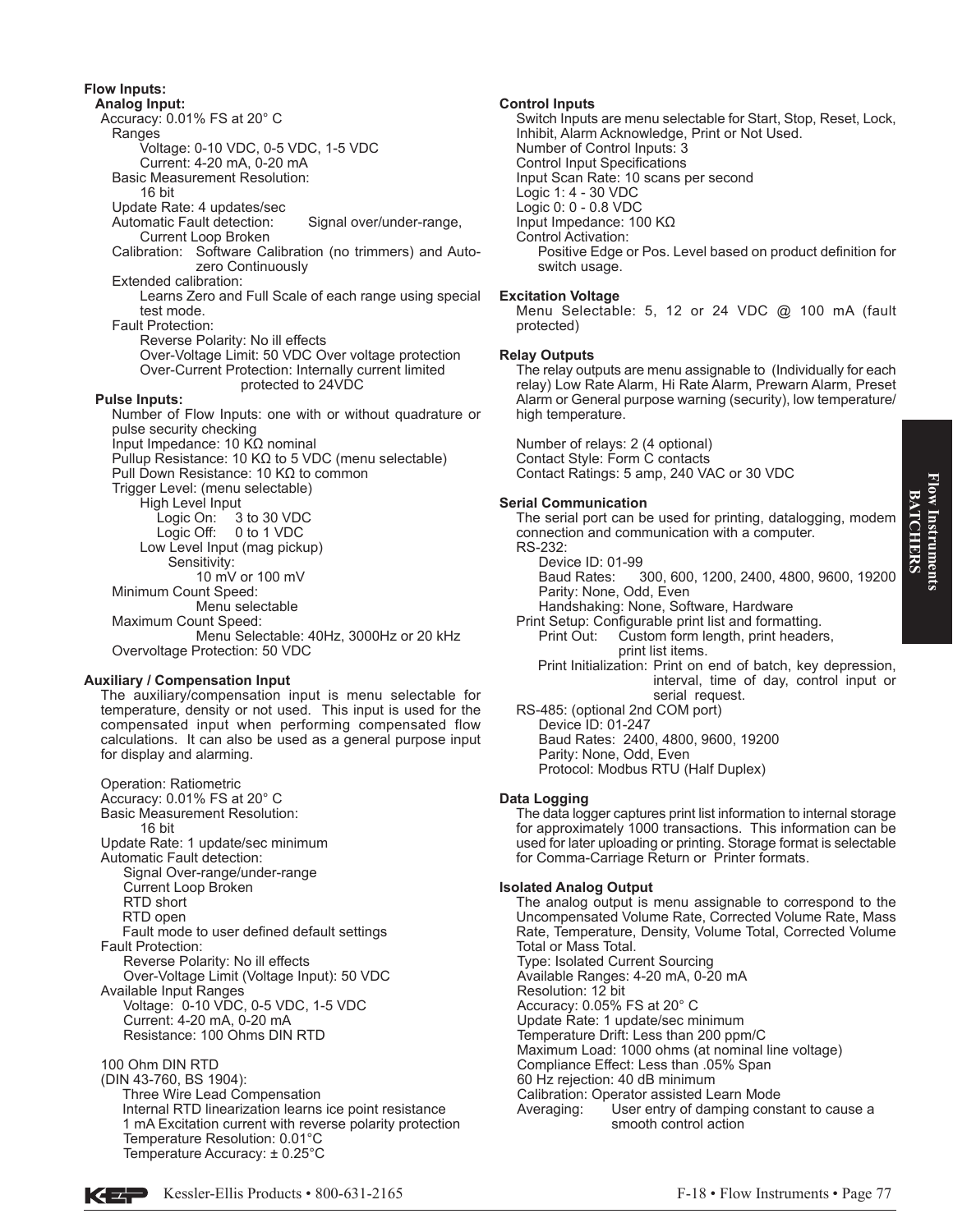## Flow Inputs:

### Analog Input:

Accuracy: 0.01% FS at 20° C

Ranges
- Voltage: 0-10 VDC, 0-5 VDC, 1-5 VDC
- Current: 4-20 mA, 0-20 mA

Basic Measurement Resolution:
- 16 bit

Update Rate: 4 updates/sec

Automatic Fault detection: Signal over/under-range, Current Loop Broken

Calibration: Software Calibration (no trimmers) and Auto-zero Continuously

Extended calibration:
- Learns Zero and Full Scale of each range using special test mode.

Fault Protection:
- Reverse Polarity: No ill effects
- Over-Voltage Limit: 50 VDC Over voltage protection
- Over-Current Protection: Internally current limited protected to 24VDC

### Pulse Inputs:

Number of Flow Inputs: one with or without quadrature or pulse security checking

Input Impedance: 10 KΩ nominal

Pullup Resistance: 10 KΩ to 5 VDC (menu selectable)

Pull Down Resistance: 10 KΩ to common

Trigger Level: (menu selectable)
- High Level Input
  - Logic On: 3 to 30 VDC
  - Logic Off: 0 to 1 VDC
- Low Level Input (mag pickup)
  - Sensitivity:
    - 10 mV or 100 mV

Minimum Count Speed:
- Menu selectable

Maximum Count Speed:
- Menu Selectable: 40Hz, 3000Hz or 20 kHz

Overvoltage Protection: 50 VDC

## Auxiliary / Compensation Input

The auxiliary/compensation input is menu selectable for temperature, density or not used. This input is used for the compensated input when performing compensated flow calculations. It can also be used as a general purpose input for display and alarming.

Operation: Ratiometric

Accuracy: 0.01% FS at 20° C

Basic Measurement Resolution:
- 16 bit

Update Rate: 1 update/sec minimum

Automatic Fault detection:
- Signal Over-range/under-range
- Current Loop Broken
- RTD short
- RTD open
- Fault mode to user defined default settings

Fault Protection:
- Reverse Polarity: No ill effects
- Over-Voltage Limit (Voltage Input): 50 VDC

Available Input Ranges
- Voltage: 0-10 VDC, 0-5 VDC, 1-5 VDC
- Current: 4-20 mA, 0-20 mA
- Resistance: 100 Ohms DIN RTD

100 Ohm DIN RTD
(DIN 43-760, BS 1904):
- Three Wire Lead Compensation
- Internal RTD linearization learns ice point resistance
- 1 mA Excitation current with reverse polarity protection
- Temperature Resolution: 0.01°C
- Temperature Accuracy: ± 0.25°C

## Control Inputs

Switch Inputs are menu selectable for Start, Stop, Reset, Lock, Inhibit, Alarm Acknowledge, Print or Not Used.

Number of Control Inputs: 3

Control Input Specifications

Input Scan Rate: 10 scans per second

Logic 1: 4 - 30 VDC

Logic 0: 0 - 0.8 VDC

Input Impedance: 100 KΩ

Control Activation:
- Positive Edge or Pos. Level based on product definition for switch usage.

## Excitation Voltage

Menu Selectable: 5, 12 or 24 VDC @ 100 mA (fault protected)

## Relay Outputs

The relay outputs are menu assignable to (Individually for each relay) Low Rate Alarm, Hi Rate Alarm, Prewarn Alarm, Preset Alarm or General purpose warning (security), low temperature/high temperature.

Number of relays: 2 (4 optional)

Contact Style: Form C contacts

Contact Ratings: 5 amp, 240 VAC or 30 VDC

## Serial Communication

The serial port can be used for printing, datalogging, modem connection and communication with a computer.

RS-232:
- Device ID: 01-99
- Baud Rates: 300, 600, 1200, 2400, 4800, 9600, 19200
- Parity: None, Odd, Even
- Handshaking: None, Software, Hardware

Print Setup: Configurable print list and formatting.
- Print Out: Custom form length, print headers, print list items.
- Print Initialization: Print on end of batch, key depression, interval, time of day, control input or serial request.

RS-485: (optional 2nd COM port)
- Device ID: 01-247
- Baud Rates: 2400, 4800, 9600, 19200
- Parity: None, Odd, Even
- Protocol: Modbus RTU (Half Duplex)

## Data Logging

The data logger captures print list information to internal storage for approximately 1000 transactions. This information can be used for later uploading or printing. Storage format is selectable for Comma-Carriage Return or Printer formats.

## Isolated Analog Output

The analog output is menu assignable to correspond to the Uncompensated Volume Rate, Corrected Volume Rate, Mass Rate, Temperature, Density, Volume Total, Corrected Volume Total or Mass Total.

Type: Isolated Current Sourcing

Available Ranges: 4-20 mA, 0-20 mA

Resolution: 12 bit

Accuracy: 0.05% FS at 20° C

Update Rate: 1 update/sec minimum

Temperature Drift: Less than 200 ppm/C

Maximum Load: 1000 ohms (at nominal line voltage)

Compliance Effect: Less than .05% Span

60 Hz rejection: 40 dB minimum

Calibration: Operator assisted Learn Mode

Averaging: User entry of damping constant to cause a smooth control action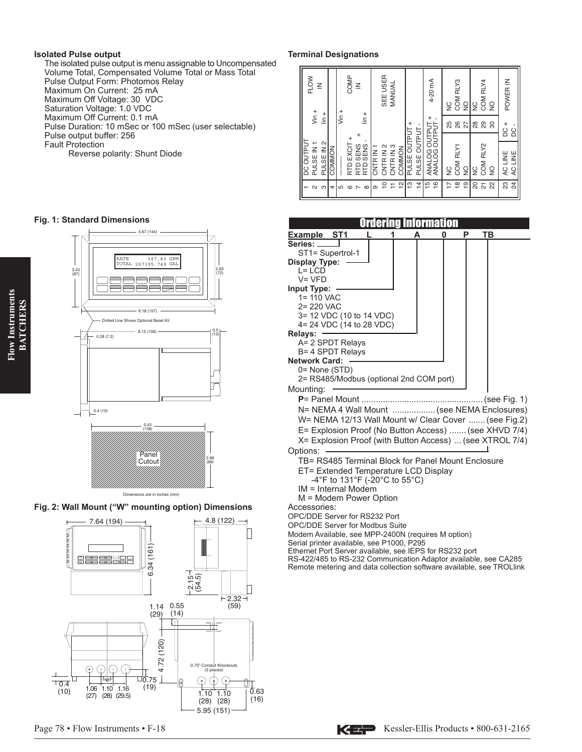### Isolated Pulse output

The isolated pulse output is menu assignable to Uncompensated Volume Total, Compensated Volume Total or Mass Total
Pulse Output Form: Photomos Relay
Maximum On Current: 25 mA
Maximum Off Voltage: 30 VDC
Saturation Voltage: 1.0 VDC
Maximum Off Current: 0.1 mA
Pulse Duration: 10 mSec or 100 mSec (user selectable)
Pulse output buffer: 256
Fault Protection
Reverse polarity: Shunt Diode

### Terminal Designations

| Terminal | Designation | | Group |
|---|---|---|---|
| 1 | DC OUTPUT | | |
| 2 | PULSE IN 1 | Vin + | FLOW IN |
| 3 | PULSE IN 2 | Iin + | |
| 4 | COMMON | | |
| 5 | ------------ | Vin + | COMP IN |
| 6 | RTD EXCIT + | | |
| 7 | RTD SENS + | Iin + | |
| 8 | RTD SENS - | | |
| 9 | CNTR IN 1 | | SEE USER MANUAL |
| 10 | CNTR IN 2 | | |
| 11 | CNTR IN 3 | | |
| 12 | COMMON | | |
| 13 | PULSE OUTPUT + | | |
| 14 | PULSE OUTPUT - | | |
| 15 | ANALOG OUTPUT + | | 4-20 mA |
| 16 | ANALOG OUTPUT - | | |
| 17 | NC | | |
| 18 | COM RLY1 | | |
| 19 | NO | | |
| 20 | NC | | |
| 21 | COM RLY2 | | |
| 22 | NO | | |
| 23 | AC LINE | DC + | POWER IN |
| 24 | AC LINE | DC - | |
| 25 | NC | | |
| 26 | COM RLY3 | | |
| 27 | NO | | |
| 28 | NC | | |
| 29 | COM RLY4 | | |
| 30 | NO | | |

### Fig. 1: Standard Dimensions

5.67 (144)
3.43 (87)
2.83 (72)
RATE 147.43 GPM
TOTAL 267395.749 GAL
6.18 (157)
Dotted Line Shows Optional Bezel Kit
6.15 (156)
0.28 (7.2)
0.5 (13)
0.4 (10)
5.43 (138)
Panel Cutout
2.68 (68)
Dimensions are in inches (mm)

### Fig. 2: Wall Mount ("W" mounting option) Dimensions

7.64 (194)
6.34 (161)
4.8 (122)
2.15 (54.5)
2.32 (59)
1.14 (29)
0.55 (14)
4.72 (120)
0.75" Conduit Knockouts (3 places)
0.4 (10)
1.06 (27)
1.10 (28)
1.16 (29.5)
0.75 (19)
1.10 (28)
1.10 (28)
0.63 (16)
5.95 (151)

## Ordering Information

**Example ST1 L 1 A 0 P TB**

**Series:**
ST1= Supertrol-1

**Display Type:**
L= LCD
V= VFD

**Input Type:**
1= 110 VAC
2= 220 VAC
3= 12 VDC (10 to 14 VDC)
4= 24 VDC (14 to 28 VDC)

**Relays:**
A= 2 SPDT Relays
B= 4 SPDT Relays

**Network Card:**
0= None (STD)
2= RS485/Modbus (optional 2nd COM port)

Mounting:
**P**= Panel Mount .................................................. (see Fig. 1)
N= NEMA 4 Wall Mount .................. (see NEMA Enclosures)
W= NEMA 12/13 Wall Mount w/ Clear Cover ....... (see Fig.2)
E= Explosion Proof (No Button Access) ....... (see XHVD 7/4)
X= Explosion Proof (with Button Access) ... (see XTROL 7/4)

Options:
TB= RS485 Terminal Block for Panel Mount Enclosure
ET= Extended Temperature LCD Display
-4°F to 131°F (-20°C to 55°C)
IM = Internal Modem
M = Modem Power Option

Accessories:
OPC/DDE Server for RS232 Port
OPC/DDE Server for Modbus Suite
Modem Available, see MPP-2400N (requires M option)
Serial printer available, see P1000, P295
Ethernet Port Server available, see IEPS for RS232 port
RS-422/485 to RS-232 Communication Adaptor available, see CA285
Remote metering and data collection software available, see TROLlink